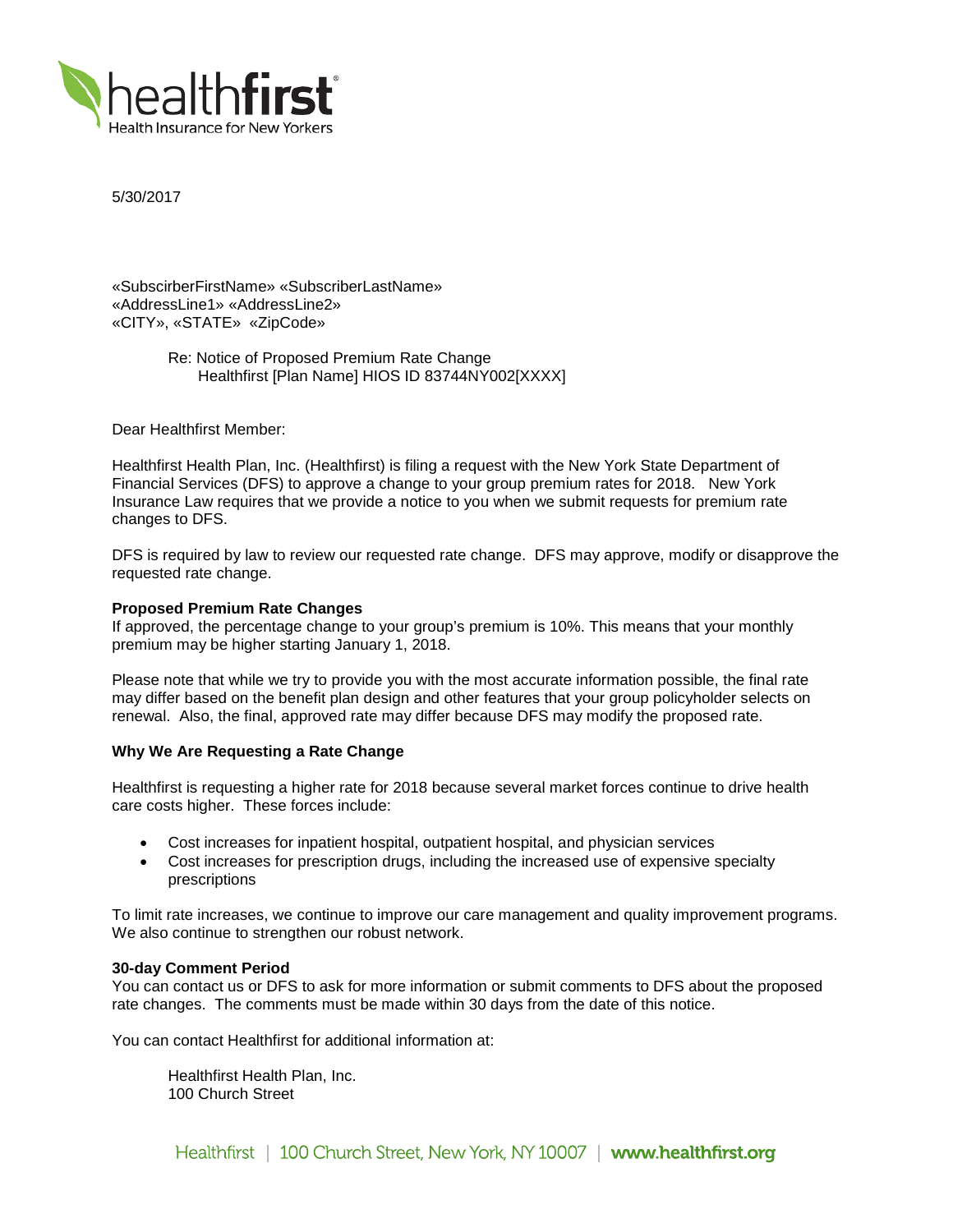5/30/2017

«SubscirberFirstName» «SubscriberLastName»
«AddressLine1» «AddressLine2»
«CITY», «STATE» «ZipCode»

Re: Notice of Proposed Premium Rate Change
Healthfirst [Plan Name] HIOS ID 83744NY002[XXXX]

Dear Healthfirst Member:

Healthfirst Health Plan, Inc. (Healthfirst) is filing a request with the New York State Department of Financial Services (DFS) to approve a change to your group premium rates for 2018. New York Insurance Law requires that we provide a notice to you when we submit requests for premium rate changes to DFS.

DFS is required by law to review our requested rate change. DFS may approve, modify or disapprove the requested rate change.

**Proposed Premium Rate Changes**

If approved, the percentage change to your group's premium is 10%. This means that your monthly premium may be higher starting January 1, 2018.

Please note that while we try to provide you with the most accurate information possible, the final rate may differ based on the benefit plan design and other features that your group policyholder selects on renewal. Also, the final, approved rate may differ because DFS may modify the proposed rate.

**Why We Are Requesting a Rate Change**

Healthfirst is requesting a higher rate for 2018 because several market forces continue to drive health care costs higher. These forces include:

- Cost increases for inpatient hospital, outpatient hospital, and physician services
- Cost increases for prescription drugs, including the increased use of expensive specialty prescriptions

To limit rate increases, we continue to improve our care management and quality improvement programs. We also continue to strengthen our robust network.

**30-day Comment Period**

You can contact us or DFS to ask for more information or submit comments to DFS about the proposed rate changes. The comments must be made within 30 days from the date of this notice.

You can contact Healthfirst for additional information at:

Healthfirst Health Plan, Inc.
100 Church Street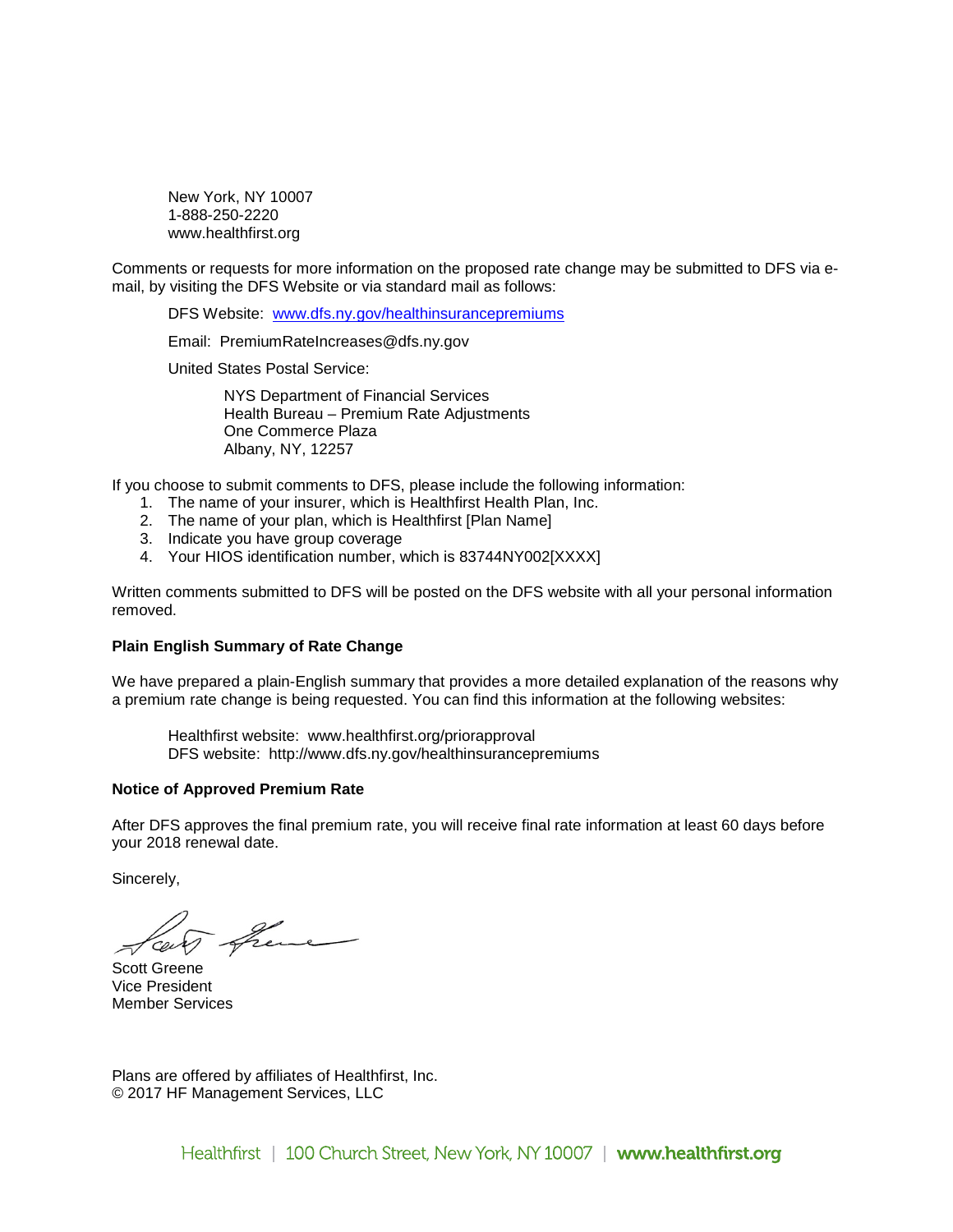New York, NY 10007
1-888-250-2220
www.healthfirst.org

Comments or requests for more information on the proposed rate change may be submitted to DFS via e-mail, by visiting the DFS Website or via standard mail as follows:

DFS Website: www.dfs.ny.gov/healthinsurancepremiums

Email: PremiumRateIncreases@dfs.ny.gov

United States Postal Service:

NYS Department of Financial Services
Health Bureau – Premium Rate Adjustments
One Commerce Plaza
Albany, NY, 12257

If you choose to submit comments to DFS, please include the following information:

1. The name of your insurer, which is Healthfirst Health Plan, Inc.
2. The name of your plan, which is Healthfirst [Plan Name]
3. Indicate you have group coverage
4. Your HIOS identification number, which is 83744NY002[XXXX]

Written comments submitted to DFS will be posted on the DFS website with all your personal information removed.

**Plain English Summary of Rate Change**

We have prepared a plain-English summary that provides a more detailed explanation of the reasons why a premium rate change is being requested. You can find this information at the following websites:

Healthfirst website: www.healthfirst.org/priorapproval
DFS website: http://www.dfs.ny.gov/healthinsurancepremiums

**Notice of Approved Premium Rate**

After DFS approves the final premium rate, you will receive final rate information at least 60 days before your 2018 renewal date.

Sincerely,

Scott Greene
Vice President
Member Services

Plans are offered by affiliates of Healthfirst, Inc.
© 2017 HF Management Services, LLC